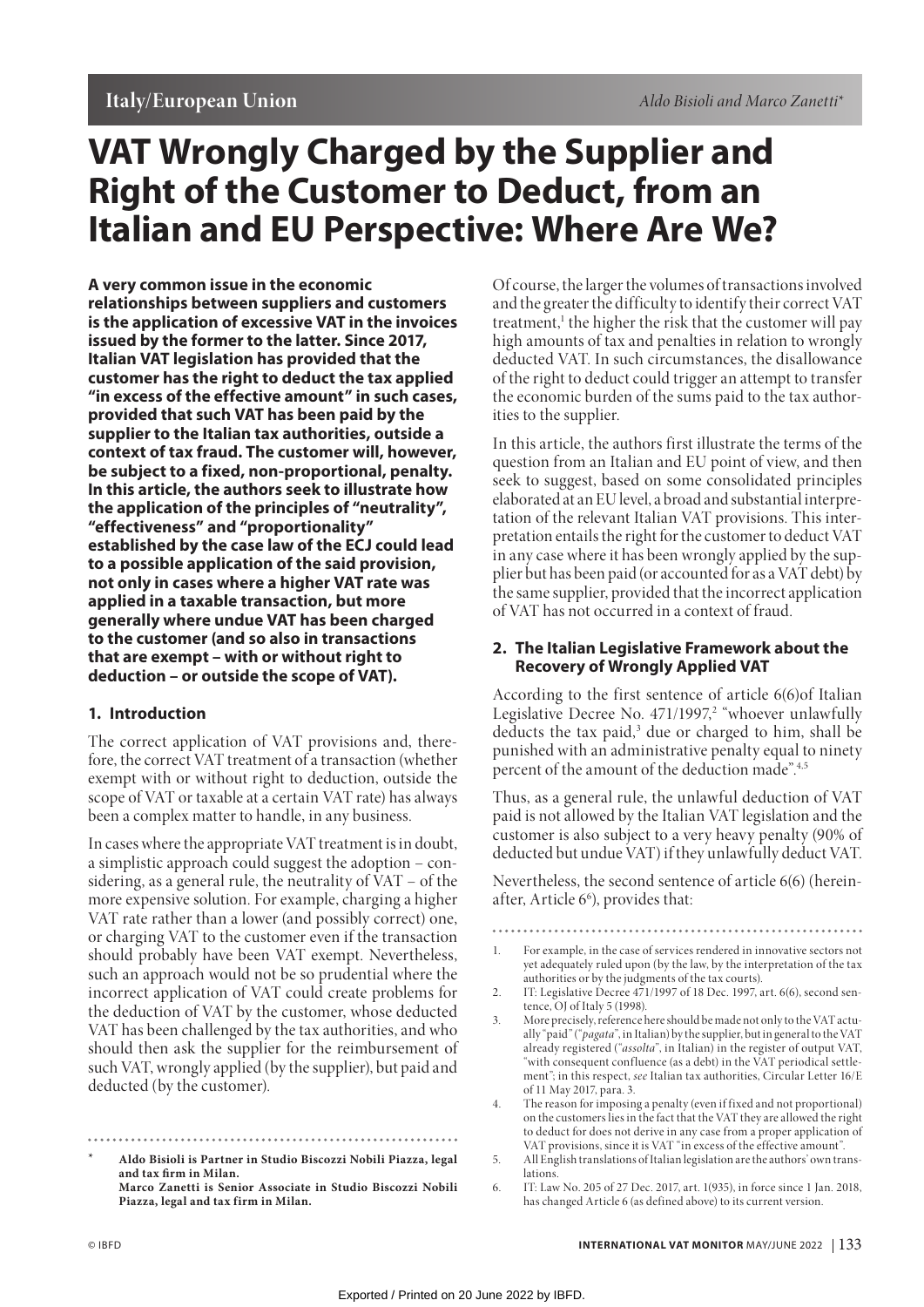# VAT Wrongly Charged by the Supplier and Right of the Customer to Deduct, from an Italian and EU Perspective: Where Are We?

Aldo Bisioli and Marco Zanetti*

**A very common issue in the economic relationships between suppliers and customers is the application of excessive VAT in the invoices issued by the former to the latter. Since 2017, Italian VAT legislation has provided that the customer has the right to deduct the tax applied "in excess of the effective amount" in such cases, provided that such VAT has been paid by the supplier to the Italian tax authorities, outside a context of tax fraud. The customer will, however, be subject to a fixed, non-proportional, penalty. In this article, the authors seek to illustrate how the application of the principles of "neutrality", "effectiveness" and "proportionality" established by the case law of the ECJ could lead to a possible application of the said provision, not only in cases where a higher VAT rate was applied in a taxable transaction, but more generally where undue VAT has been charged to the customer (and so also in transactions that are exempt – with or without right to deduction – or outside the scope of VAT).**

## 1. Introduction

The correct application of VAT provisions and, therefore, the correct VAT treatment of a transaction (whether exempt with or without right to deduction, outside the scope of VAT or taxable at a certain VAT rate) has always been a complex matter to handle, in any business.

In cases where the appropriate VAT treatment is in doubt, a simplistic approach could suggest the adoption – considering, as a general rule, the neutrality of VAT – of the more expensive solution. For example, charging a higher VAT rate rather than a lower (and possibly correct) one, or charging VAT to the customer even if the transaction should probably have been VAT exempt. Nevertheless, such an approach would not be so prudential where the incorrect application of VAT could create problems for the deduction of VAT by the customer, whose deducted VAT has been challenged by the tax authorities, and who should then ask the supplier for the reimbursement of such VAT, wrongly applied (by the supplier), but paid and deducted (by the customer).

Of course, the larger the volumes of transactions involved and the greater the difficulty to identify their correct VAT treatment,[1] the higher the risk that the customer will pay high amounts of tax and penalties in relation to wrongly deducted VAT. In such circumstances, the disallowance of the right to deduct could trigger an attempt to transfer the economic burden of the sums paid to the tax authorities to the supplier.

In this article, the authors first illustrate the terms of the question from an Italian and EU point of view, and then seek to suggest, based on some consolidated principles elaborated at an EU level, a broad and substantial interpretation of the relevant Italian VAT provisions. This interpretation entails the right for the customer to deduct VAT in any case where it has been wrongly applied by the supplier but has been paid (or accounted for as a VAT debt) by the same supplier, provided that the incorrect application of VAT has not occurred in a context of fraud.

## 2. The Italian Legislative Framework about the Recovery of Wrongly Applied VAT

According to the first sentence of article 6(6)of Italian Legislative Decree No. 471/1997,[2] "whoever unlawfully deducts the tax paid,[3] due or charged to him, shall be punished with an administrative penalty equal to ninety percent of the amount of the deduction made".[4,5]

Thus, as a general rule, the unlawful deduction of VAT paid is not allowed by the Italian VAT legislation and the customer is also subject to a very heavy penalty (90% of deducted but undue VAT) if they unlawfully deduct VAT.

Nevertheless, the second sentence of article 6(6) (hereinafter, Article 6[6]), provides that:

---

\* Aldo Bisioli is Partner in Studio Biscozzi Nobili Piazza, legal and tax firm in Milan.
Marco Zanetti is Senior Associate in Studio Biscozzi Nobili Piazza, legal and tax firm in Milan.

1. For example, in the case of services rendered in innovative sectors not yet adequately ruled upon (by the law, by the interpretation of the tax authorities or by the judgments of the tax courts).
2. IT: Legislative Decree 471/1997 of 18 Dec. 1997, art. 6(6), second sentence, OJ of Italy 5 (1998).
3. More precisely, reference here should be made not only to the VAT actually "paid" ("*pagata*", in Italian) by the supplier, but in general to the VAT already registered ("*assolta*", in Italian) in the register of output VAT, "with consequent confluence (as a debt) in the VAT periodical settlement"; in this respect, *see* Italian tax authorities, Circular Letter 16/E of 11 May 2017, para. 3.
4. The reason for imposing a penalty (even if fixed and not proportional) on the customers lies in the fact that the VAT they are allowed the right to deduct for does not derive in any case from a proper application of VAT provisions, since it is VAT "in excess of the effective amount".
5. All English translations of Italian legislation are the authors' own translations.
6. IT: Law No. 205 of 27 Dec. 2017, art. 1(935), in force since 1 Jan. 2018, has changed Article 6 (as defined above) to its current version.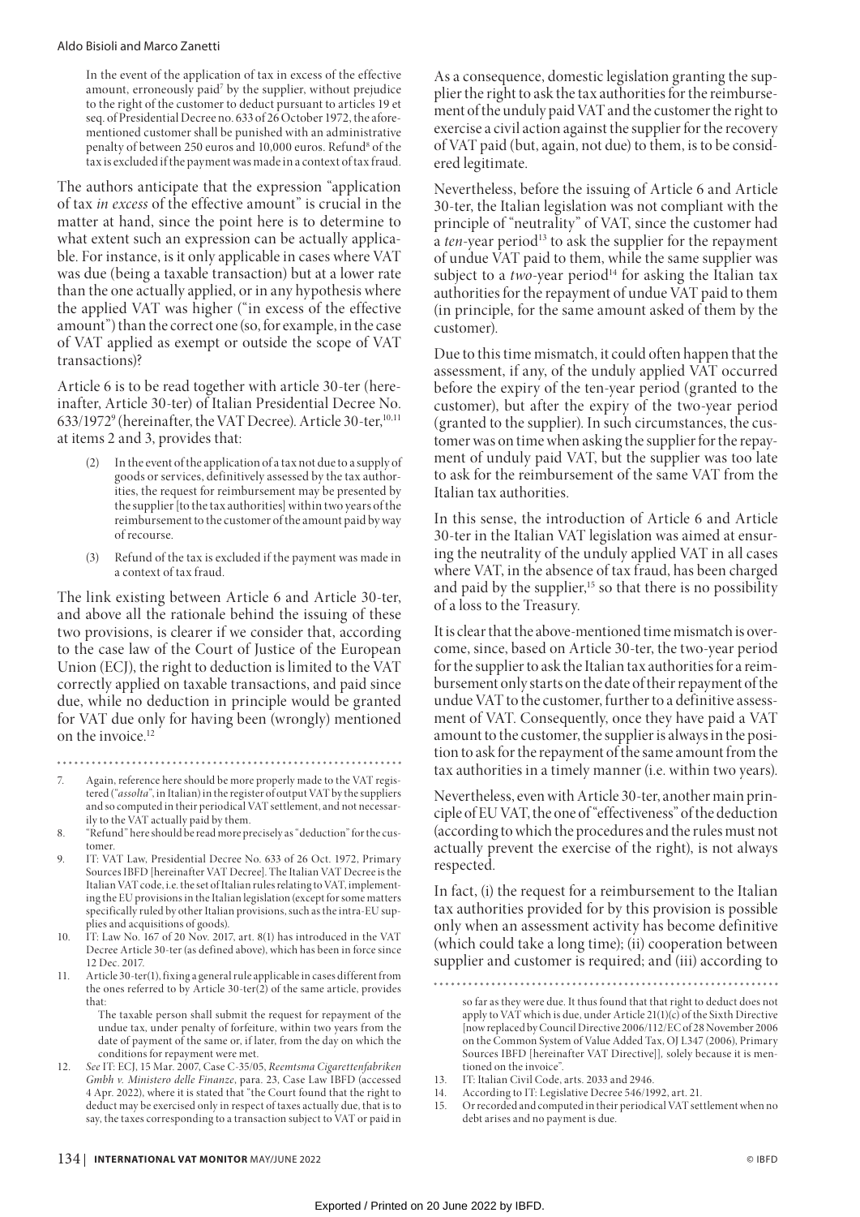> In the event of the application of tax in excess of the effective amount, erroneously paid[7] by the supplier, without prejudice to the right of the customer to deduct pursuant to articles 19 et seq. of Presidential Decree no. 633 of 26 October 1972, the aforementioned customer shall be punished with an administrative penalty of between 250 euros and 10,000 euros. Refund[8] of the tax is excluded if the payment was made in a context of tax fraud.

The authors anticipate that the expression "application of tax *in excess* of the effective amount" is crucial in the matter at hand, since the point here is to determine to what extent such an expression can be actually applicable. For instance, is it only applicable in cases where VAT was due (being a taxable transaction) but at a lower rate than the one actually applied, or in any hypothesis where the applied VAT was higher ("in excess of the effective amount") than the correct one (so, for example, in the case of VAT applied as exempt or outside the scope of VAT transactions)?

Article 6 is to be read together with article 30-ter (hereinafter, Article 30-ter) of Italian Presidential Decree No. 633/1972[9] (hereinafter, the VAT Decree). Article 30-ter,[10,11] at items 2 and 3, provides that:

> (2) In the event of the application of a tax not due to a supply of goods or services, definitively assessed by the tax authorities, the request for reimbursement may be presented by the supplier [to the tax authorities] within two years of the reimbursement to the customer of the amount paid by way of recourse.
>
> (3) Refund of the tax is excluded if the payment was made in a context of tax fraud.

The link existing between Article 6 and Article 30-ter, and above all the rationale behind the issuing of these two provisions, is clearer if we consider that, according to the case law of the Court of Justice of the European Union (ECJ), the right to deduction is limited to the VAT correctly applied on taxable transactions, and paid since due, while no deduction in principle would be granted for VAT due only for having been (wrongly) mentioned on the invoice.[12]

As a consequence, domestic legislation granting the supplier the right to ask the tax authorities for the reimbursement of the unduly paid VAT and the customer the right to exercise a civil action against the supplier for the recovery of VAT paid (but, again, not due) to them, is to be considered legitimate.

Nevertheless, before the issuing of Article 6 and Article 30-ter, the Italian legislation was not compliant with the principle of "neutrality" of VAT, since the customer had a *ten*-year period[13] to ask the supplier for the repayment of undue VAT paid to them, while the same supplier was subject to a *two*-year period[14] for asking the Italian tax authorities for the repayment of undue VAT paid to them (in principle, for the same amount asked of them by the customer).

Due to this time mismatch, it could often happen that the assessment, if any, of the unduly applied VAT occurred before the expiry of the ten-year period (granted to the customer), but after the expiry of the two-year period (granted to the supplier). In such circumstances, the customer was on time when asking the supplier for the repayment of unduly paid VAT, but the supplier was too late to ask for the reimbursement of the same VAT from the Italian tax authorities.

In this sense, the introduction of Article 6 and Article 30-ter in the Italian VAT legislation was aimed at ensuring the neutrality of the unduly applied VAT in all cases where VAT, in the absence of tax fraud, has been charged and paid by the supplier,[15] so that there is no possibility of a loss to the Treasury.

It is clear that the above-mentioned time mismatch is overcome, since, based on Article 30-ter, the two-year period for the supplier to ask the Italian tax authorities for a reimbursement only starts on the date of their repayment of the undue VAT to the customer, further to a definitive assessment of VAT. Consequently, once they have paid a VAT amount to the customer, the supplier is always in the position to ask for the repayment of the same amount from the tax authorities in a timely manner (i.e. within two years).

Nevertheless, even with Article 30-ter, another main principle of EU VAT, the one of "effectiveness" of the deduction (according to which the procedures and the rules must not actually prevent the exercise of the right), is not always respected.

In fact, (i) the request for a reimbursement to the Italian tax authorities provided for by this provision is possible only when an assessment activity has become definitive (which could take a long time); (ii) cooperation between supplier and customer is required; and (iii) according to

---

7. Again, reference here should be more properly made to the VAT registered ("*assolta*", in Italian) in the register of output VAT by the suppliers and so computed in their periodical VAT settlement, and not necessarily to the VAT actually paid by them.
8. "Refund" here should be read more precisely as "deduction" for the customer.
9. IT: VAT Law, Presidential Decree No. 633 of 26 Oct. 1972, Primary Sources IBFD [hereinafter VAT Decree]. The Italian VAT Decree is the Italian VAT code, i.e. the set of Italian rules relating to VAT, implementing the EU provisions in the Italian legislation (except for some matters specifically ruled by other Italian provisions, such as the intra-EU supplies and acquisitions of goods).
10. IT: Law No. 167 of 20 Nov. 2017, art. 8(1) has introduced in the VAT Decree Article 30-ter (as defined above), which has been in force since 12 Dec. 2017.
11. Article 30-ter(1), fixing a general rule applicable in cases different from the ones referred to by Article 30-ter(2) of the same article, provides that:
    The taxable person shall submit the request for repayment of the undue tax, under penalty of forfeiture, within two years from the date of payment of the same or, if later, from the day on which the conditions for repayment were met.
12. *See* IT: ECJ, 15 Mar. 2007, Case C-35/05, *Reemtsma Cigarettenfabriken Gmbh v. Ministero delle Finanze*, para. 23, Case Law IBFD (accessed 4 Apr. 2022), where it is stated that "the Court found that the right to deduct may be exercised only in respect of taxes actually due, that is to say, the taxes corresponding to a transaction subject to VAT or paid in so far as they were due. It thus found that that right to deduct does not apply to VAT which is due, under Article 21(1)(c) of the Sixth Directive [now replaced by Council Directive 2006/112/EC of 28 November 2006 on the Common System of Value Added Tax, OJ L347 (2006), Primary Sources IBFD [hereinafter VAT Directive]], solely because it is mentioned on the invoice".
13. IT: Italian Civil Code, arts. 2033 and 2946.
14. According to IT: Legislative Decree 546/1992, art. 21.
15. Or recorded and computed in their periodical VAT settlement when no debt arises and no payment is due.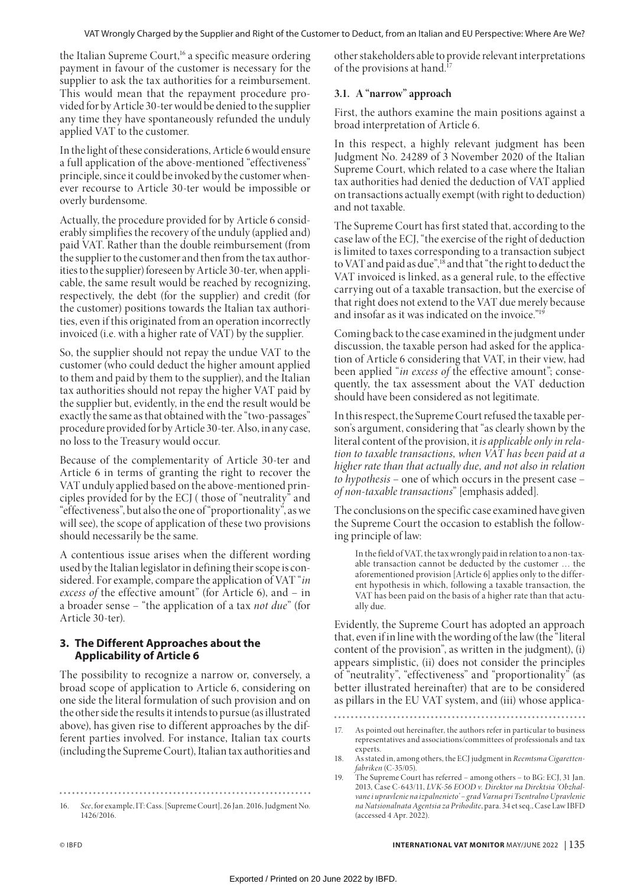the Italian Supreme Court,[16] a specific measure ordering payment in favour of the customer is necessary for the supplier to ask the tax authorities for a reimbursement. This would mean that the repayment procedure provided for by Article 30-ter would be denied to the supplier any time they have spontaneously refunded the unduly applied VAT to the customer.

In the light of these considerations, Article 6 would ensure a full application of the above-mentioned "effectiveness" principle, since it could be invoked by the customer whenever recourse to Article 30-ter would be impossible or overly burdensome.

Actually, the procedure provided for by Article 6 considerably simplifies the recovery of the unduly (applied and) paid VAT. Rather than the double reimbursement (from the supplier to the customer and then from the tax authorities to the supplier) foreseen by Article 30-ter, when applicable, the same result would be reached by recognizing, respectively, the debt (for the supplier) and credit (for the customer) positions towards the Italian tax authorities, even if this originated from an operation incorrectly invoiced (i.e. with a higher rate of VAT) by the supplier.

So, the supplier should not repay the undue VAT to the customer (who could deduct the higher amount applied to them and paid by them to the supplier), and the Italian tax authorities should not repay the higher VAT paid by the supplier but, evidently, in the end the result would be exactly the same as that obtained with the "two-passages" procedure provided for by Article 30-ter. Also, in any case, no loss to the Treasury would occur.

Because of the complementarity of Article 30-ter and Article 6 in terms of granting the right to recover the VAT unduly applied based on the above-mentioned principles provided for by the ECJ ( those of "neutrality" and "effectiveness", but also the one of "proportionality", as we will see), the scope of application of these two provisions should necessarily be the same.

A contentious issue arises when the different wording used by the Italian legislator in defining their scope is considered. For example, compare the application of VAT "*in excess of* the effective amount" (for Article 6), and – in a broader sense – "the application of a tax *not due*" (for Article 30-ter).

## 3. The Different Approaches about the Applicability of Article 6

The possibility to recognize a narrow or, conversely, a broad scope of application to Article 6, considering on one side the literal formulation of such provision and on the other side the results it intends to pursue (as illustrated above), has given rise to different approaches by the different parties involved. For instance, Italian tax courts (including the Supreme Court), Italian tax authorities and other stakeholders able to provide relevant interpretations of the provisions at hand.[17]

### 3.1. A "narrow" approach

First, the authors examine the main positions against a broad interpretation of Article 6.

In this respect, a highly relevant judgment has been Judgment No. 24289 of 3 November 2020 of the Italian Supreme Court, which related to a case where the Italian tax authorities had denied the deduction of VAT applied on transactions actually exempt (with right to deduction) and not taxable.

The Supreme Court has first stated that, according to the case law of the ECJ, "the exercise of the right of deduction is limited to taxes corresponding to a transaction subject to VAT and paid as due",[18] and that "the right to deduct the VAT invoiced is linked, as a general rule, to the effective carrying out of a taxable transaction, but the exercise of that right does not extend to the VAT due merely because and insofar as it was indicated on the invoice."[19]

Coming back to the case examined in the judgment under discussion, the taxable person had asked for the application of Article 6 considering that VAT, in their view, had been applied "*in excess of* the effective amount"; consequently, the tax assessment about the VAT deduction should have been considered as not legitimate.

In this respect, the Supreme Court refused the taxable person's argument, considering that "as clearly shown by the literal content of the provision, it *is applicable only in relation to taxable transactions, when VAT has been paid at a higher rate than that actually due, and not also in relation to hypothesis* – one of which occurs in the present case – *of non-taxable transactions*" [emphasis added].

The conclusions on the specific case examined have given the Supreme Court the occasion to establish the following principle of law:

> In the field of VAT, the tax wrongly paid in relation to a non-taxable transaction cannot be deducted by the customer ... the aforementioned provision [Article 6] applies only to the different hypothesis in which, following a taxable transaction, the VAT has been paid on the basis of a higher rate than that actually due.

Evidently, the Supreme Court has adopted an approach that, even if in line with the wording of the law (the "literal content of the provision", as written in the judgment), (i) appears simplistic, (ii) does not consider the principles of "neutrality", "effectiveness" and "proportionality" (as better illustrated hereinafter) that are to be considered as pillars in the EU VAT system, and (iii) whose applica-

---

16. *See*, for example, IT: Cass. [Supreme Court], 26 Jan. 2016, Judgment No. 1426/2016.

17. As pointed out hereinafter, the authors refer in particular to business representatives and associations/committees of professionals and tax experts.

18. As stated in, among others, the ECJ judgment in *Reemtsma Cigarettenfabriken* (C-35/05).

19. The Supreme Court has referred – among others – to BG: ECJ, 31 Jan. 2013, Case C-643/11, *LVK-56 EOOD v. Direktor na Direktsia 'Obzhalvane i upravlenie na izpalnenieto' – grad Varna pri Tsentralno Upravlenie na Natsionalnata Agentsia za Prihodite*, para. 34 et seq., Case Law IBFD (accessed 4 Apr. 2022).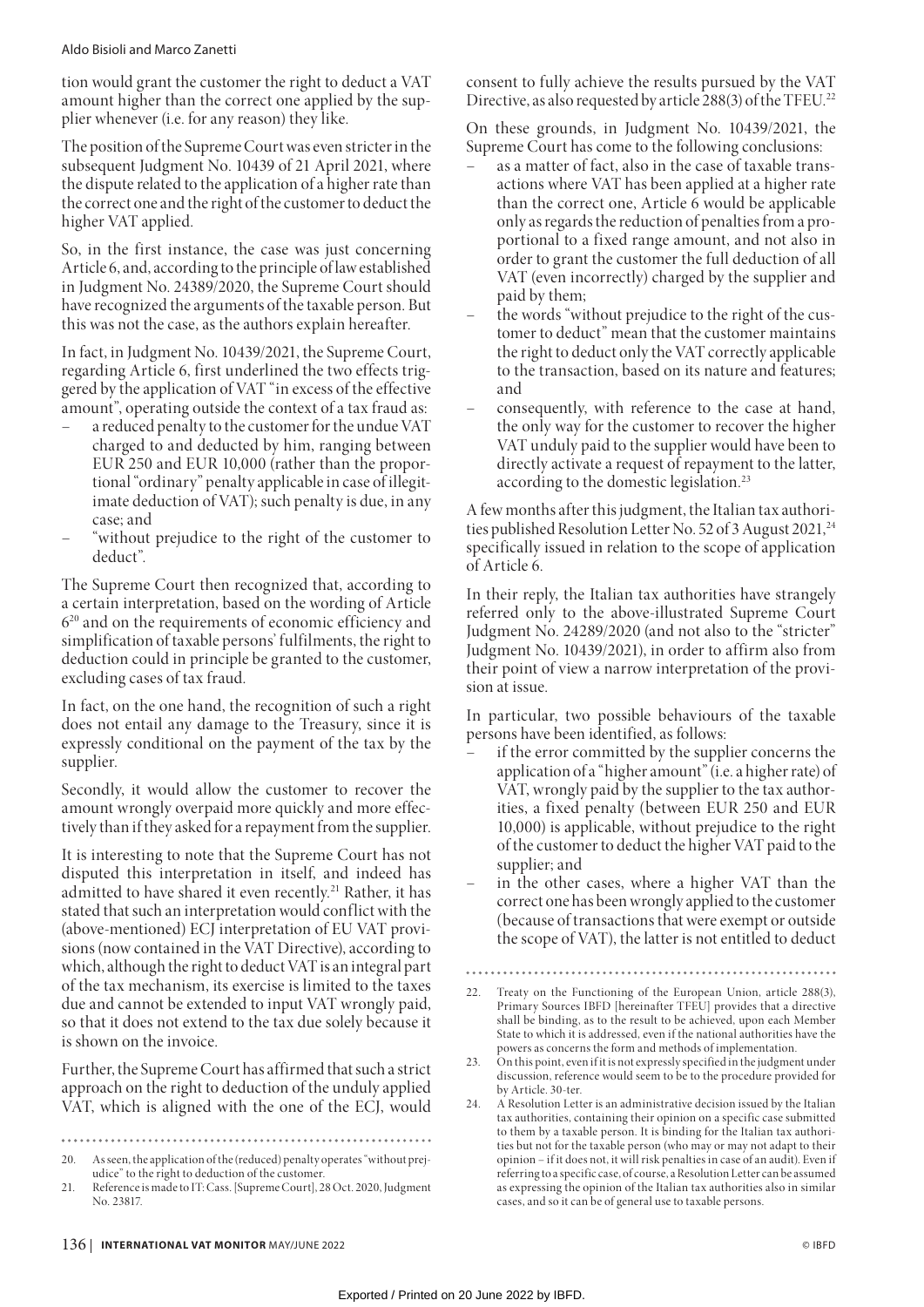tion would grant the customer the right to deduct a VAT amount higher than the correct one applied by the supplier whenever (i.e. for any reason) they like.

The position of the Supreme Court was even stricter in the subsequent Judgment No. 10439 of 21 April 2021, where the dispute related to the application of a higher rate than the correct one and the right of the customer to deduct the higher VAT applied.

So, in the first instance, the case was just concerning Article 6, and, according to the principle of law established in Judgment No. 24389/2020, the Supreme Court should have recognized the arguments of the taxable person. But this was not the case, as the authors explain hereafter.

In fact, in Judgment No. 10439/2021, the Supreme Court, regarding Article 6, first underlined the two effects triggered by the application of VAT "in excess of the effective amount", operating outside the context of a tax fraud as:

- a reduced penalty to the customer for the undue VAT charged to and deducted by him, ranging between EUR 250 and EUR 10,000 (rather than the proportional "ordinary" penalty applicable in case of illegitimate deduction of VAT); such penalty is due, in any case; and
- "without prejudice to the right of the customer to deduct".

The Supreme Court then recognized that, according to a certain interpretation, based on the wording of Article 6[20] and on the requirements of economic efficiency and simplification of taxable persons' fulfilments, the right to deduction could in principle be granted to the customer, excluding cases of tax fraud.

In fact, on the one hand, the recognition of such a right does not entail any damage to the Treasury, since it is expressly conditional on the payment of the tax by the supplier.

Secondly, it would allow the customer to recover the amount wrongly overpaid more quickly and more effectively than if they asked for a repayment from the supplier.

It is interesting to note that the Supreme Court has not disputed this interpretation in itself, and indeed has admitted to have shared it even recently.[21] Rather, it has stated that such an interpretation would conflict with the (above-mentioned) ECJ interpretation of EU VAT provisions (now contained in the VAT Directive), according to which, although the right to deduct VAT is an integral part of the tax mechanism, its exercise is limited to the taxes due and cannot be extended to input VAT wrongly paid, so that it does not extend to the tax due solely because it is shown on the invoice.

Further, the Supreme Court has affirmed that such a strict approach on the right to deduction of the unduly applied VAT, which is aligned with the one of the ECJ, would consent to fully achieve the results pursued by the VAT Directive, as also requested by article 288(3) of the TFEU.[22]

On these grounds, in Judgment No. 10439/2021, the Supreme Court has come to the following conclusions:

- as a matter of fact, also in the case of taxable transactions where VAT has been applied at a higher rate than the correct one, Article 6 would be applicable only as regards the reduction of penalties from a proportional to a fixed range amount, and not also in order to grant the customer the full deduction of all VAT (even incorrectly) charged by the supplier and paid by them;
- the words "without prejudice to the right of the customer to deduct" mean that the customer maintains the right to deduct only the VAT correctly applicable to the transaction, based on its nature and features; and
- consequently, with reference to the case at hand, the only way for the customer to recover the higher VAT unduly paid to the supplier would have been to directly activate a request of repayment to the latter, according to the domestic legislation.[23]

A few months after this judgment, the Italian tax authorities published Resolution Letter No. 52 of 3 August 2021,[24] specifically issued in relation to the scope of application of Article 6.

In their reply, the Italian tax authorities have strangely referred only to the above-illustrated Supreme Court Judgment No. 24289/2020 (and not also to the "stricter" Judgment No. 10439/2021), in order to affirm also from their point of view a narrow interpretation of the provision at issue.

In particular, two possible behaviours of the taxable persons have been identified, as follows:

- if the error committed by the supplier concerns the application of a "higher amount" (i.e. a higher rate) of VAT, wrongly paid by the supplier to the tax authorities, a fixed penalty (between EUR 250 and EUR 10,000) is applicable, without prejudice to the right of the customer to deduct the higher VAT paid to the supplier; and
- in the other cases, where a higher VAT than the correct one has been wrongly applied to the customer (because of transactions that were exempt or outside the scope of VAT), the latter is not entitled to deduct

---

20. As seen, the application of the (reduced) penalty operates "without prejudice" to the right to deduction of the customer.
21. Reference is made to IT: Cass. [Supreme Court], 28 Oct. 2020, Judgment No. 23817.
22. Treaty on the Functioning of the European Union, article 288(3), Primary Sources IBFD [hereinafter TFEU] provides that a directive shall be binding, as to the result to be achieved, upon each Member State to which it is addressed, even if the national authorities have the powers as concerns the form and methods of implementation.
23. On this point, even if it is not expressly specified in the judgment under discussion, reference would seem to be to the procedure provided for by Article. 30-ter.
24. A Resolution Letter is an administrative decision issued by the Italian tax authorities, containing their opinion on a specific case submitted to them by a taxable person. It is binding for the Italian tax authorities but not for the taxable person (who may or may not adapt to their opinion – if it does not, it will risk penalties in case of an audit). Even if referring to a specific case, of course, a Resolution Letter can be assumed as expressing the opinion of the Italian tax authorities also in similar cases, and so it can be of general use to taxable persons.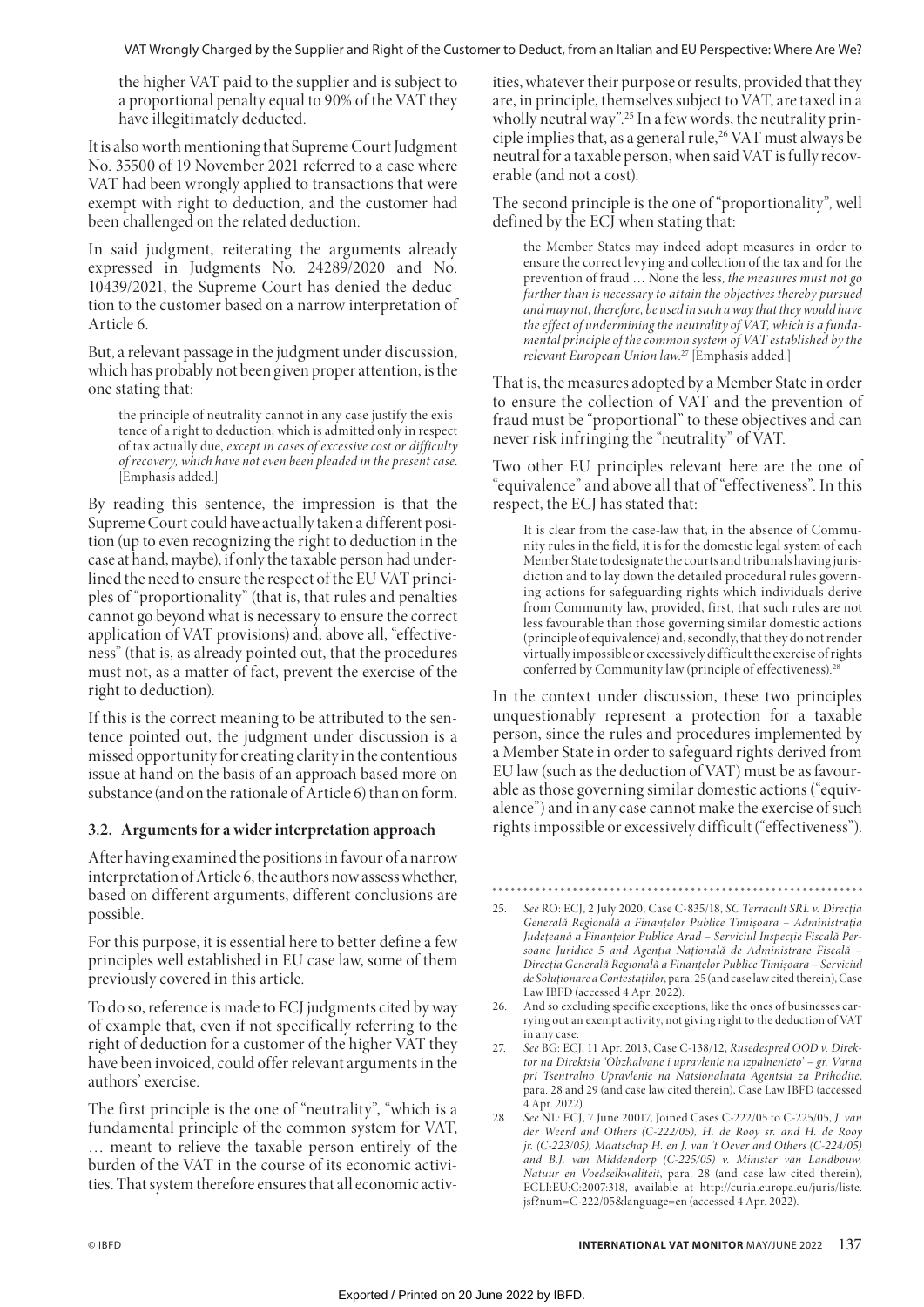the higher VAT paid to the supplier and is subject to a proportional penalty equal to 90% of the VAT they have illegitimately deducted.

It is also worth mentioning that Supreme Court Judgment No. 35500 of 19 November 2021 referred to a case where VAT had been wrongly applied to transactions that were exempt with right to deduction, and the customer had been challenged on the related deduction.

In said judgment, reiterating the arguments already expressed in Judgments No. 24289/2020 and No. 10439/2021, the Supreme Court has denied the deduction to the customer based on a narrow interpretation of Article 6.

But, a relevant passage in the judgment under discussion, which has probably not been given proper attention, is the one stating that:

> the principle of neutrality cannot in any case justify the existence of a right to deduction, which is admitted only in respect of tax actually due, *except in cases of excessive cost or difficulty of recovery, which have not even been pleaded in the present case.* [Emphasis added.]

By reading this sentence, the impression is that the Supreme Court could have actually taken a different position (up to even recognizing the right to deduction in the case at hand, maybe), if only the taxable person had underlined the need to ensure the respect of the EU VAT principles of "proportionality" (that is, that rules and penalties cannot go beyond what is necessary to ensure the correct application of VAT provisions) and, above all, "effectiveness" (that is, as already pointed out, that the procedures must not, as a matter of fact, prevent the exercise of the right to deduction).

If this is the correct meaning to be attributed to the sentence pointed out, the judgment under discussion is a missed opportunity for creating clarity in the contentious issue at hand on the basis of an approach based more on substance (and on the rationale of Article 6) than on form.

### 3.2. Arguments for a wider interpretation approach

After having examined the positions in favour of a narrow interpretation of Article 6, the authors now assess whether, based on different arguments, different conclusions are possible.

For this purpose, it is essential here to better define a few principles well established in EU case law, some of them previously covered in this article.

To do so, reference is made to ECJ judgments cited by way of example that, even if not specifically referring to the right of deduction for a customer of the higher VAT they have been invoiced, could offer relevant arguments in the authors' exercise.

The first principle is the one of "neutrality", "which is a fundamental principle of the common system for VAT, … meant to relieve the taxable person entirely of the burden of the VAT in the course of its economic activities. That system therefore ensures that all economic activities, whatever their purpose or results, provided that they are, in principle, themselves subject to VAT, are taxed in a wholly neutral way".[25] In a few words, the neutrality principle implies that, as a general rule,[26] VAT must always be neutral for a taxable person, when said VAT is fully recoverable (and not a cost).

The second principle is the one of "proportionality", well defined by the ECJ when stating that:

> the Member States may indeed adopt measures in order to ensure the correct levying and collection of the tax and for the prevention of fraud … None the less, *the measures must not go further than is necessary to attain the objectives thereby pursued and may not, therefore, be used in such a way that they would have the effect of undermining the neutrality of VAT, which is a fundamental principle of the common system of VAT established by the relevant European Union law.*[27] [Emphasis added.]

That is, the measures adopted by a Member State in order to ensure the collection of VAT and the prevention of fraud must be "proportional" to these objectives and can never risk infringing the "neutrality" of VAT.

Two other EU principles relevant here are the one of "equivalence" and above all that of "effectiveness". In this respect, the ECJ has stated that:

> It is clear from the case-law that, in the absence of Community rules in the field, it is for the domestic legal system of each Member State to designate the courts and tribunals having jurisdiction and to lay down the detailed procedural rules governing actions for safeguarding rights which individuals derive from Community law, provided, first, that such rules are not less favourable than those governing similar domestic actions (principle of equivalence) and, secondly, that they do not render virtually impossible or excessively difficult the exercise of rights conferred by Community law (principle of effectiveness).[28]

In the context under discussion, these two principles unquestionably represent a protection for a taxable person, since the rules and procedures implemented by a Member State in order to safeguard rights derived from EU law (such as the deduction of VAT) must be as favourable as those governing similar domestic actions ("equivalence") and in any case cannot make the exercise of such rights impossible or excessively difficult ("effectiveness").

---

25. *See* RO: ECJ, 2 July 2020, Case C-835/18, *SC Terracult SRL v. Direcția Generală Regională a Finanțelor Publice Timișoara – Administrația Județeană a Finanțelor Publice Arad – Serviciul Inspecție Fiscală Persoane Juridice 5 and Agenția Națională de Administrare Fiscală – Direcția Generală Regională a Finanțelor Publice Timișoara – Serviciul de Soluționare a Contestațiilor*, para. 25 (and case law cited therein), Case Law IBFD (accessed 4 Apr. 2022).
26. And so excluding specific exceptions, like the ones of businesses carrying out an exempt activity, not giving right to the deduction of VAT in any case.
27. *See* BG: ECJ, 11 Apr. 2013, Case C-138/12, *Rusedespred OOD v. Direktor na Direktsia 'Obzhalvane i upravlenie na izpalnenieto' – gr. Varna pri Tsentralno Upravlenie na Natsionalnata Agentsia za Prihodite*, para. 28 and 29 (and case law cited therein), Case Law IBFD (accessed 4 Apr. 2022).
28. *See* NL: ECJ, 7 June 20017, Joined Cases C-222/05 to C-225/05, *J. van der Weerd and Others (C-222/05), H. de Rooy sr. and H. de Rooy jr. (C-223/05), Maatschap H. en J. van 't Oever and Others (C-224/05) and B.J. van Middendorp (C-225/05) v. Minister van Landbouw, Natuur en Voedselkwaliteit*, para. 28 (and case law cited therein), ECLI:EU:C:2007:318, available at http://curia.europa.eu/juris/liste.jsf?num=C-222/05&language=en (accessed 4 Apr. 2022).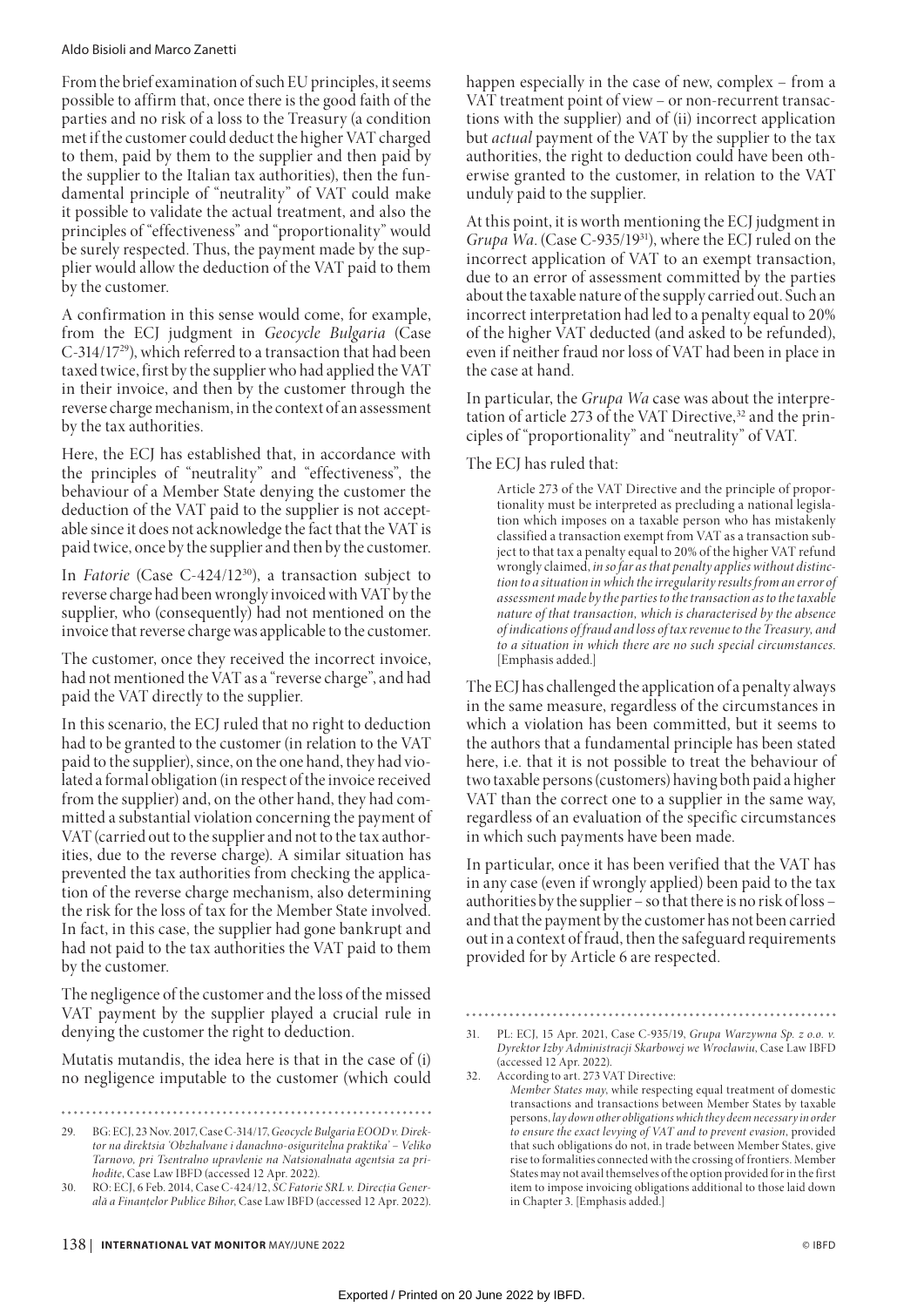From the brief examination of such EU principles, it seems possible to affirm that, once there is the good faith of the parties and no risk of a loss to the Treasury (a condition met if the customer could deduct the higher VAT charged to them, paid by them to the supplier and then paid by the supplier to the Italian tax authorities), then the fundamental principle of "neutrality" of VAT could make it possible to validate the actual treatment, and also the principles of "effectiveness" and "proportionality" would be surely respected. Thus, the payment made by the supplier would allow the deduction of the VAT paid to them by the customer.

A confirmation in this sense would come, for example, from the ECJ judgment in *Geocycle Bulgaria* (Case C-314/17[29]), which referred to a transaction that had been taxed twice, first by the supplier who had applied the VAT in their invoice, and then by the customer through the reverse charge mechanism, in the context of an assessment by the tax authorities.

Here, the ECJ has established that, in accordance with the principles of "neutrality" and "effectiveness", the behaviour of a Member State denying the customer the deduction of the VAT paid to the supplier is not acceptable since it does not acknowledge the fact that the VAT is paid twice, once by the supplier and then by the customer.

In *Fatorie* (Case C-424/12[30]), a transaction subject to reverse charge had been wrongly invoiced with VAT by the supplier, who (consequently) had not mentioned on the invoice that reverse charge was applicable to the customer.

The customer, once they received the incorrect invoice, had not mentioned the VAT as a "reverse charge", and had paid the VAT directly to the supplier.

In this scenario, the ECJ ruled that no right to deduction had to be granted to the customer (in relation to the VAT paid to the supplier), since, on the one hand, they had violated a formal obligation (in respect of the invoice received from the supplier) and, on the other hand, they had committed a substantial violation concerning the payment of VAT (carried out to the supplier and not to the tax authorities, due to the reverse charge). A similar situation has prevented the tax authorities from checking the application of the reverse charge mechanism, also determining the risk for the loss of tax for the Member State involved. In fact, in this case, the supplier had gone bankrupt and had not paid to the tax authorities the VAT paid to them by the customer.

The negligence of the customer and the loss of the missed VAT payment by the supplier played a crucial rule in denying the customer the right to deduction.

Mutatis mutandis, the idea here is that in the case of (i) no negligence imputable to the customer (which could happen especially in the case of new, complex – from a VAT treatment point of view – or non-recurrent transactions with the supplier) and of (ii) incorrect application but *actual* payment of the VAT by the supplier to the tax authorities, the right to deduction could have been otherwise granted to the customer, in relation to the VAT unduly paid to the supplier.

At this point, it is worth mentioning the ECJ judgment in *Grupa Wa*. (Case C-935/19[31]), where the ECJ ruled on the incorrect application of VAT to an exempt transaction, due to an error of assessment committed by the parties about the taxable nature of the supply carried out. Such an incorrect interpretation had led to a penalty equal to 20% of the higher VAT deducted (and asked to be refunded), even if neither fraud nor loss of VAT had been in place in the case at hand.

In particular, the *Grupa Wa* case was about the interpretation of article 273 of the VAT Directive,[32] and the principles of "proportionality" and "neutrality" of VAT.

The ECJ has ruled that:

> Article 273 of the VAT Directive and the principle of proportionality must be interpreted as precluding a national legislation which imposes on a taxable person who has mistakenly classified a transaction exempt from VAT as a transaction subject to that tax a penalty equal to 20% of the higher VAT refund wrongly claimed, *in so far as that penalty applies without distinction to a situation in which the irregularity results from an error of assessment made by the parties to the transaction as to the taxable nature of that transaction, which is characterised by the absence of indications of fraud and loss of tax revenue to the Treasury, and to a situation in which there are no such special circumstances.* [Emphasis added.]

The ECJ has challenged the application of a penalty always in the same measure, regardless of the circumstances in which a violation has been committed, but it seems to the authors that a fundamental principle has been stated here, i.e. that it is not possible to treat the behaviour of two taxable persons (customers) having both paid a higher VAT than the correct one to a supplier in the same way, regardless of an evaluation of the specific circumstances in which such payments have been made.

In particular, once it has been verified that the VAT has in any case (even if wrongly applied) been paid to the tax authorities by the supplier – so that there is no risk of loss – and that the payment by the customer has not been carried out in a context of fraud, then the safeguard requirements provided for by Article 6 are respected.

---

29. BG: ECJ, 23 Nov. 2017, Case C-314/17, *Geocycle Bulgaria EOOD v. Direktor na direktsia 'Obzhalvane i danachno-osiguritelna praktika' – Veliko Tarnovo, pri Tsentralno upravlenie na Natsionalnata agentsia za prihodite*, Case Law IBFD (accessed 12 Apr. 2022).
30. RO: ECJ, 6 Feb. 2014, Case C-424/12, *SC Fatorie SRL v. Direcția Generală a Finanțelor Publice Bihor*, Case Law IBFD (accessed 12 Apr. 2022).
31. PL: ECJ, 15 Apr. 2021, Case C-935/19, *Grupa Warzywna Sp. z o.o. v. Dyrektor Izby Administracji Skarbowej we Wrocławiu*, Case Law IBFD (accessed 12 Apr. 2022).
32. According to art. 273 VAT Directive:
    *Member States may*, while respecting equal treatment of domestic transactions and transactions between Member States by taxable persons, *lay down other obligations which they deem necessary in order to ensure the exact levying of VAT and to prevent evasion*, provided that such obligations do not, in trade between Member States, give rise to formalities connected with the crossing of frontiers. Member States may not avail themselves of the option provided for in the first item to impose invoicing obligations additional to those laid down in Chapter 3. [Emphasis added.]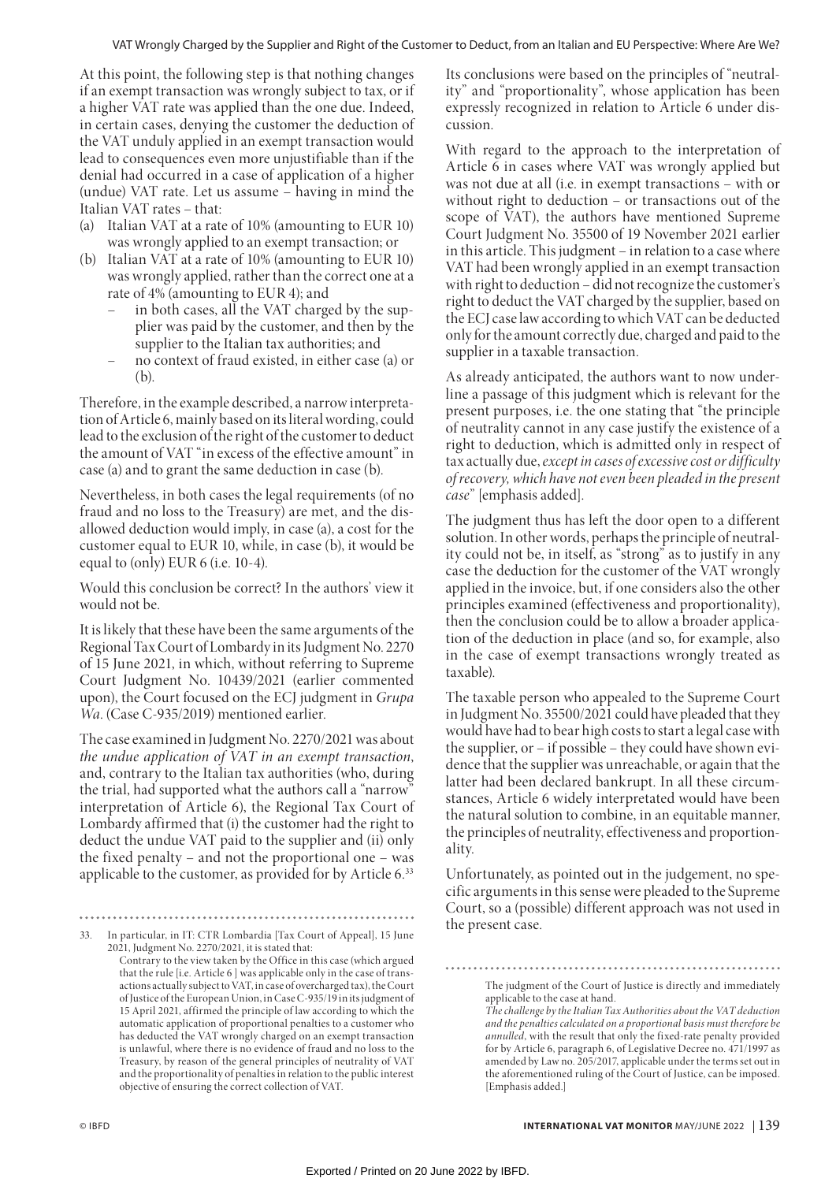At this point, the following step is that nothing changes if an exempt transaction was wrongly subject to tax, or if a higher VAT rate was applied than the one due. Indeed, in certain cases, denying the customer the deduction of the VAT unduly applied in an exempt transaction would lead to consequences even more unjustifiable than if the denial had occurred in a case of application of a higher (undue) VAT rate. Let us assume – having in mind the Italian VAT rates – that:

(a) Italian VAT at a rate of 10% (amounting to EUR 10) was wrongly applied to an exempt transaction; or
(b) Italian VAT at a rate of 10% (amounting to EUR 10) was wrongly applied, rather than the correct one at a rate of 4% (amounting to EUR 4); and
   - in both cases, all the VAT charged by the supplier was paid by the customer, and then by the supplier to the Italian tax authorities; and
   - no context of fraud existed, in either case (a) or (b).

Therefore, in the example described, a narrow interpretation of Article 6, mainly based on its literal wording, could lead to the exclusion of the right of the customer to deduct the amount of VAT "in excess of the effective amount" in case (a) and to grant the same deduction in case (b).

Nevertheless, in both cases the legal requirements (of no fraud and no loss to the Treasury) are met, and the disallowed deduction would imply, in case (a), a cost for the customer equal to EUR 10, while, in case (b), it would be equal to (only) EUR 6 (i.e. 10-4).

Would this conclusion be correct? In the authors' view it would not be.

It is likely that these have been the same arguments of the Regional Tax Court of Lombardy in its Judgment No. 2270 of 15 June 2021, in which, without referring to Supreme Court Judgment No. 10439/2021 (earlier commented upon), the Court focused on the ECJ judgment in *Grupa Wa*. (Case C-935/2019) mentioned earlier.

The case examined in Judgment No. 2270/2021 was about *the undue application of VAT in an exempt transaction*, and, contrary to the Italian tax authorities (who, during the trial, had supported what the authors call a "narrow" interpretation of Article 6), the Regional Tax Court of Lombardy affirmed that (i) the customer had the right to deduct the undue VAT paid to the supplier and (ii) only the fixed penalty – and not the proportional one – was applicable to the customer, as provided for by Article 6.[33]

Its conclusions were based on the principles of "neutrality" and "proportionality", whose application has been expressly recognized in relation to Article 6 under discussion.

With regard to the approach to the interpretation of Article 6 in cases where VAT was wrongly applied but was not due at all (i.e. in exempt transactions – with or without right to deduction – or transactions out of the scope of VAT), the authors have mentioned Supreme Court Judgment No. 35500 of 19 November 2021 earlier in this article. This judgment – in relation to a case where VAT had been wrongly applied in an exempt transaction with right to deduction – did not recognize the customer's right to deduct the VAT charged by the supplier, based on the ECJ case law according to which VAT can be deducted only for the amount correctly due, charged and paid to the supplier in a taxable transaction.

As already anticipated, the authors want to now underline a passage of this judgment which is relevant for the present purposes, i.e. the one stating that "the principle of neutrality cannot in any case justify the existence of a right to deduction, which is admitted only in respect of tax actually due, *except in cases of excessive cost or difficulty of recovery, which have not even been pleaded in the present case*" [emphasis added].

The judgment thus has left the door open to a different solution. In other words, perhaps the principle of neutrality could not be, in itself, as "strong" as to justify in any case the deduction for the customer of the VAT wrongly applied in the invoice, but, if one considers also the other principles examined (effectiveness and proportionality), then the conclusion could be to allow a broader application of the deduction in place (and so, for example, also in the case of exempt transactions wrongly treated as taxable).

The taxable person who appealed to the Supreme Court in Judgment No. 35500/2021 could have pleaded that they would have had to bear high costs to start a legal case with the supplier, or – if possible – they could have shown evidence that the supplier was unreachable, or again that the latter had been declared bankrupt. In all these circumstances, Article 6 widely interpreted would have been the natural solution to combine, in an equitable manner, the principles of neutrality, effectiveness and proportionality.

Unfortunately, as pointed out in the judgement, no specific arguments in this sense were pleaded to the Supreme Court, so a (possible) different approach was not used in the present case.

---

33. In particular, in IT: CTR Lombardia [Tax Court of Appeal], 15 June 2021, Judgment No. 2270/2021, it is stated that:

   Contrary to the view taken by the Office in this case (which argued that the rule [i.e. Article 6 ] was applicable only in the case of transactions actually subject to VAT, in case of overcharged tax), the Court of Justice of the European Union, in Case C-935/19 in its judgment of 15 April 2021, affirmed the principle of law according to which the automatic application of proportional penalties to a customer who has deducted the VAT wrongly charged on an exempt transaction is unlawful, where there is no evidence of fraud and no loss to the Treasury, by reason of the general principles of neutrality of VAT and the proportionality of penalties in relation to the public interest objective of ensuring the correct collection of VAT.

   The judgment of the Court of Justice is directly and immediately applicable to the case at hand.

   *The challenge by the Italian Tax Authorities about the VAT deduction and the penalties calculated on a proportional basis must therefore be annulled*, with the result that only the fixed-rate penalty provided for by Article 6, paragraph 6, of Legislative Decree no. 471/1997 as amended by Law no. 205/2017, applicable under the terms set out in the aforementioned ruling of the Court of Justice, can be imposed. [Emphasis added.]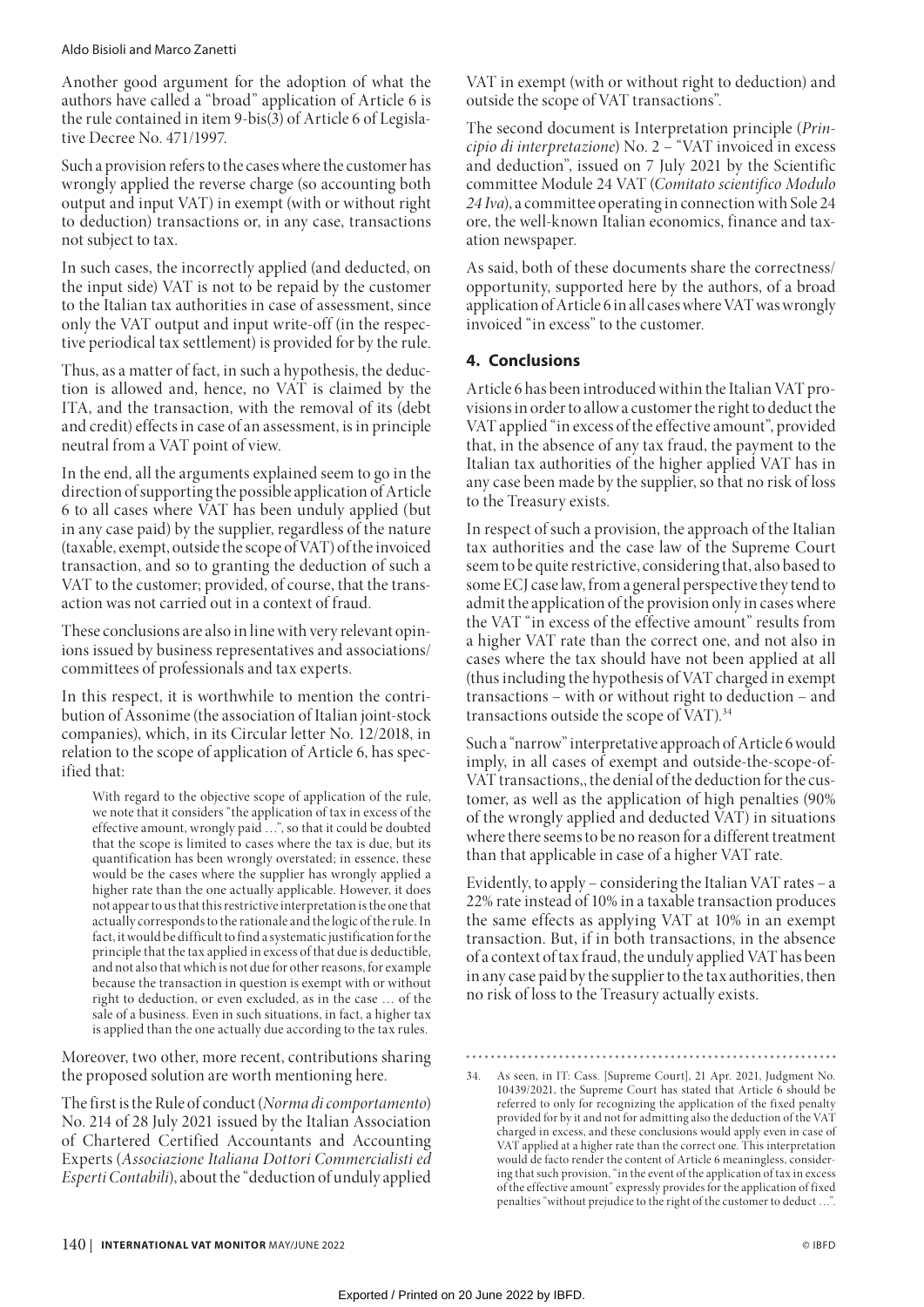Another good argument for the adoption of what the authors have called a "broad" application of Article 6 is the rule contained in item 9-bis(3) of Article 6 of Legislative Decree No. 471/1997.

Such a provision refers to the cases where the customer has wrongly applied the reverse charge (so accounting both output and input VAT) in exempt (with or without right to deduction) transactions or, in any case, transactions not subject to tax.

In such cases, the incorrectly applied (and deducted, on the input side) VAT is not to be repaid by the customer to the Italian tax authorities in case of assessment, since only the VAT output and input write-off (in the respective periodical tax settlement) is provided for by the rule.

Thus, as a matter of fact, in such a hypothesis, the deduction is allowed and, hence, no VAT is claimed by the ITA, and the transaction, with the removal of its (debt and credit) effects in case of an assessment, is in principle neutral from a VAT point of view.

In the end, all the arguments explained seem to go in the direction of supporting the possible application of Article 6 to all cases where VAT has been unduly applied (but in any case paid) by the supplier, regardless of the nature (taxable, exempt, outside the scope of VAT) of the invoiced transaction, and so to granting the deduction of such a VAT to the customer; provided, of course, that the transaction was not carried out in a context of fraud.

These conclusions are also in line with very relevant opinions issued by business representatives and associations/committees of professionals and tax experts.

In this respect, it is worthwhile to mention the contribution of Assonime (the association of Italian joint-stock companies), which, in its Circular letter No. 12/2018, in relation to the scope of application of Article 6, has specified that:

> With regard to the objective scope of application of the rule, we note that it considers "the application of tax in excess of the effective amount, wrongly paid ...", so that it could be doubted that the scope is limited to cases where the tax is due, but its quantification has been wrongly overstated; in essence, these would be the cases where the supplier has wrongly applied a higher rate than the one actually applicable. However, it does not appear to us that this restrictive interpretation is the one that actually corresponds to the rationale and the logic of the rule. In fact, it would be difficult to find a systematic justification for the principle that the tax applied in excess of that due is deductible, and not also that which is not due for other reasons, for example because the transaction in question is exempt with or without right to deduction, or even excluded, as in the case ... of the sale of a business. Even in such situations, in fact, a higher tax is applied than the one actually due according to the tax rules.

Moreover, two other, more recent, contributions sharing the proposed solution are worth mentioning here.

The first is the Rule of conduct (*Norma di comportamento*) No. 214 of 28 July 2021 issued by the Italian Association of Chartered Certified Accountants and Accounting Experts (*Associazione Italiana Dottori Commercialisti ed Esperti Contabili*), about the "deduction of unduly applied VAT in exempt (with or without right to deduction) and outside the scope of VAT transactions".

The second document is Interpretation principle (*Principio di interpretazione*) No. 2 – "VAT invoiced in excess and deduction", issued on 7 July 2021 by the Scientific committee Module 24 VAT (*Comitato scientifico Modulo 24 Iva*), a committee operating in connection with Sole 24 ore, the well-known Italian economics, finance and taxation newspaper.

As said, both of these documents share the correctness/opportunity, supported here by the authors, of a broad application of Article 6 in all cases where VAT was wrongly invoiced "in excess" to the customer.

## 4. Conclusions

Article 6 has been introduced within the Italian VAT provisions in order to allow a customer the right to deduct the VAT applied "in excess of the effective amount", provided that, in the absence of any tax fraud, the payment to the Italian tax authorities of the higher applied VAT has in any case been made by the supplier, so that no risk of loss to the Treasury exists.

In respect of such a provision, the approach of the Italian tax authorities and the case law of the Supreme Court seem to be quite restrictive, considering that, also based to some ECJ case law, from a general perspective they tend to admit the application of the provision only in cases where the VAT "in excess of the effective amount" results from a higher VAT rate than the correct one, and not also in cases where the tax should have not been applied at all (thus including the hypothesis of VAT charged in exempt transactions – with or without right to deduction – and transactions outside the scope of VAT).[34]

Such a "narrow" interpretative approach of Article 6 would imply, in all cases of exempt and outside-the-scope-of-VAT transactions,, the denial of the deduction for the customer, as well as the application of high penalties (90% of the wrongly applied and deducted VAT) in situations where there seems to be no reason for a different treatment than that applicable in case of a higher VAT rate.

Evidently, to apply – considering the Italian VAT rates – a 22% rate instead of 10% in a taxable transaction produces the same effects as applying VAT at 10% in an exempt transaction. But, if in both transactions, in the absence of a context of tax fraud, the unduly applied VAT has been in any case paid by the supplier to the tax authorities, then no risk of loss to the Treasury actually exists.

---

34. As seen, in IT: Cass. [Supreme Court], 21 Apr. 2021, Judgment No. 10439/2021, the Supreme Court has stated that Article 6 should be referred to only for recognizing the application of the fixed penalty provided for by it and not for admitting also the deduction of the VAT charged in excess, and these conclusions would apply even in case of VAT applied at a higher rate than the correct one. This interpretation would de facto render the content of Article 6 meaningless, considering that such provision, "in the event of the application of tax in excess of the effective amount" expressly provides for the application of fixed penalties "without prejudice to the right of the customer to deduct ...".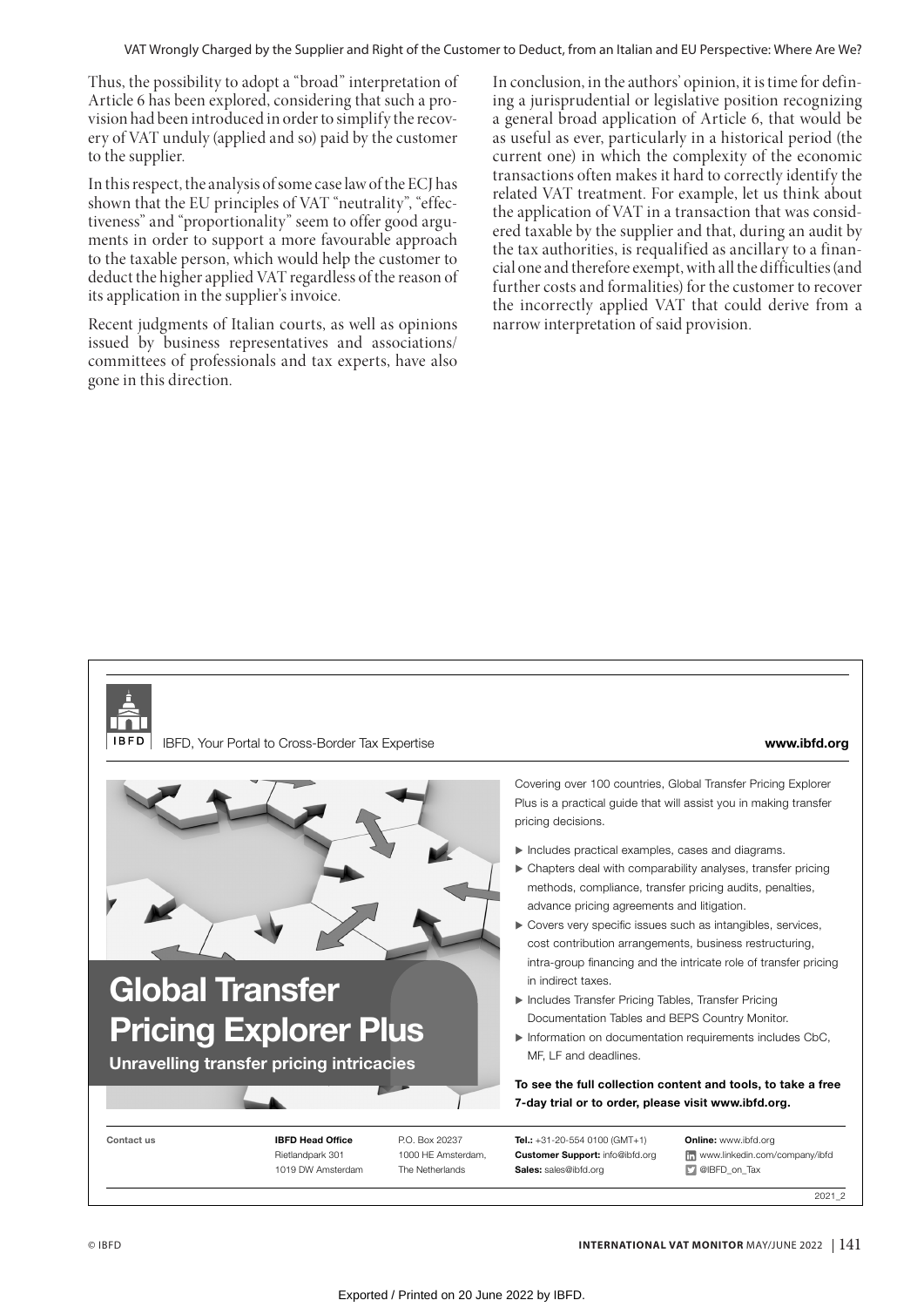Thus, the possibility to adopt a "broad" interpretation of Article 6 has been explored, considering that such a provision had been introduced in order to simplify the recovery of VAT unduly (applied and so) paid by the customer to the supplier.

In this respect, the analysis of some case law of the ECJ has shown that the EU principles of VAT "neutrality", "effectiveness" and "proportionality" seem to offer good arguments in order to support a more favourable approach to the taxable person, which would help the customer to deduct the higher applied VAT regardless of the reason of its application in the supplier's invoice.

Recent judgments of Italian courts, as well as opinions issued by business representatives and associations/committees of professionals and tax experts, have also gone in this direction.

In conclusion, in the authors' opinion, it is time for defining a jurisprudential or legislative position recognizing a general broad application of Article 6, that would be as useful as ever, particularly in a historical period (the current one) in which the complexity of the economic transactions often makes it hard to correctly identify the related VAT treatment. For example, let us think about the application of VAT in a transaction that was considered taxable by the supplier and that, during an audit by the tax authorities, is requalified as ancillary to a financial one and therefore exempt, with all the difficulties (and further costs and formalities) for the customer to recover the incorrectly applied VAT that could derive from a narrow interpretation of said provision.

IBFD, Your Portal to Cross-Border Tax Expertise **www.ibfd.org**

## Global Transfer Pricing Explorer Plus

**Unravelling transfer pricing intricacies**

Covering over 100 countries, Global Transfer Pricing Explorer Plus is a practical guide that will assist you in making transfer pricing decisions.

- Includes practical examples, cases and diagrams.
- Chapters deal with comparability analyses, transfer pricing methods, compliance, transfer pricing audits, penalties, advance pricing agreements and litigation.
- Covers very specific issues such as intangibles, services, cost contribution arrangements, business restructuring, intra-group financing and the intricate role of transfer pricing in indirect taxes.
- Includes Transfer Pricing Tables, Transfer Pricing Documentation Tables and BEPS Country Monitor.
- Information on documentation requirements includes CbC, MF, LF and deadlines.

**To see the full collection content and tools, to take a free 7-day trial or to order, please visit www.ibfd.org.**

**Contact us**

**IBFD Head Office**
Rietlandpark 301
1019 DW Amsterdam

P.O. Box 20237
1000 HE Amsterdam,
The Netherlands

**Tel.:** +31-20-554 0100 (GMT+1)
**Customer Support:** info@ibfd.org
**Sales:** sales@ibfd.org

**Online:** www.ibfd.org
www.linkedin.com/company/ibfd
@IBFD_on_Tax

2021_2